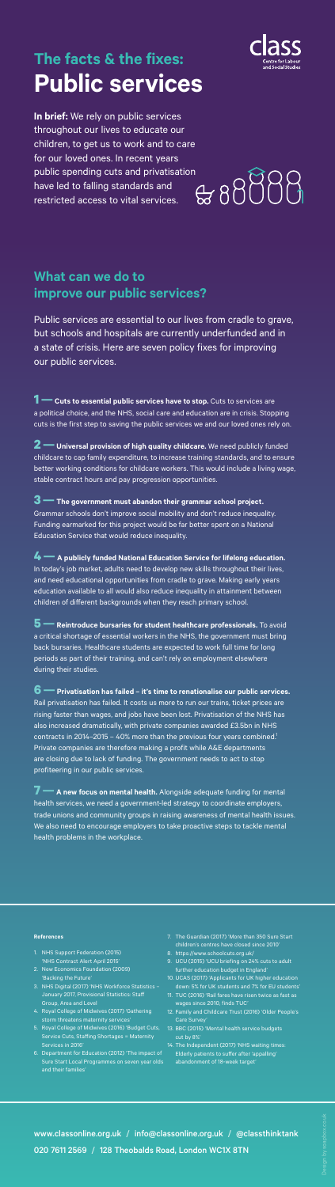# The facts & the fixes: Public services

**In brief:** We rely on public services throughout our lives to educate our children, to get us to work and to care for our loved ones. In recent years public spending cuts and privatisation have led to falling standards and restricted access to vital services.

## What can we do to improve our public services?

Public services are essential to our lives from cradle to grave, but schools and hospitals are currently underfunded and in a state of crisis. Here are seven policy fixes for improving our public services.

**1 — Cuts to essential public services have to stop.** Cuts to services are a political choice, and the NHS, social care and education are in crisis. Stopping cuts is the first step to saving the public services we and our loved ones rely on.

**2 — Universal provision of high quality childcare.** We need publicly funded childcare to cap family expenditure, to increase training standards, and to ensure better working conditions for childcare workers. This would include a living wage, stable contract hours and pay progression opportunities.

**3 — The government must abandon their grammar school project.** Grammar schools don't improve social mobility and don't reduce inequality. Funding earmarked for this project would be far better spent on a National Education Service that would reduce inequality.

**4 — A publicly funded National Education Service for lifelong education.** In today's job market, adults need to develop new skills throughout their lives, and need educational opportunities from cradle to grave. Making early years education available to all would also reduce inequality in attainment between children of different backgrounds when they reach primary school.

**5 — Reintroduce bursaries for student healthcare professionals.** To avoid a critical shortage of essential workers in the NHS, the government must bring back bursaries. Healthcare students are expected to work full time for long periods as part of their training, and can't rely on employment elsewhere during their studies.

**6 — Privatisation has failed – it's time to renationalise our public services.** Rail privatisation has failed. It costs us more to run our trains, ticket prices are rising faster than wages, and jobs have been lost. Privatisation of the NHS has also increased dramatically, with private companies awarded £3.5bn in NHS contracts in 2014–2015 – 40% more than the previous four years combined.[1] Private companies are therefore making a profit while A&E departments are closing due to lack of funding. The government needs to act to stop profiteering in our public services.

**7 — A new focus on mental health.** Alongside adequate funding for mental health services, we need a government-led strategy to coordinate employers, trade unions and community groups in raising awareness of mental health issues. We also need to encourage employers to take proactive steps to tackle mental health problems in the workplace.

#### References

1. NHS Support Federation (2015) 'NHS Contract Alert April 2015'
2. New Economics Foundation (2009) 'Backing the Future'
3. NHS Digital (2017) 'NHS Workforce Statistics – January 2017, Provisional Statistics: Staff Group, Area and Level
4. Royal College of Midwives (2017) 'Gathering storm threatens maternity services'
5. Royal College of Midwives (2016) 'Budget Cuts, Service Cuts, Staffing Shortages = Maternity Services in 2016'
6. Department for Education (2012) 'The impact of Sure Start Local Programmes on seven year olds and their families'
7. The Guardian (2017) 'More than 350 Sure Start children's centres have closed since 2010'
8. https://www.schoolcuts.org.uk/
9. UCU (2015) 'UCU briefing on 24% cuts to adult further education budget in England'
10. UCAS (2017) 'Applicants for UK higher education down: 5% for UK students and 7% for EU students'
11. TUC (2016) 'Rail fares have risen twice as fast as wages since 2010, finds TUC'
12. Family and Childcare Trust (2016) 'Older People's Care Survey'
13. BBC (2015) 'Mental health service budgets cut by 8%'
14. The Independent (2017) 'NHS waiting times: Elderly patients to suffer after 'appalling' abandonment of 18-week target'

www.classonline.org.uk / info@classonline.org.uk / @classthinktank
020 7611 2569 / 128 Theobalds Road, London WC1X 8TN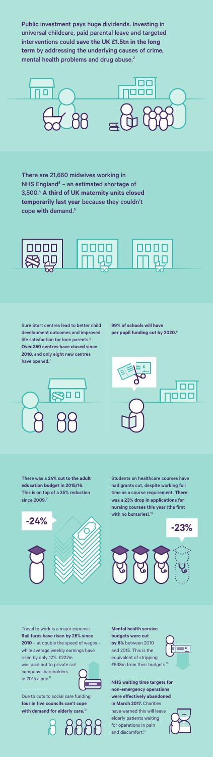Public investment pays huge dividends. Investing in universal childcare, paid parental leave and targeted interventions could **save the UK £1.5tn in the long term** by addressing the underlying causes of crime, mental health problems and drug abuse.[2]

There are 21,660 midwives working in NHS England[3] – an estimated shortage of 3,500.[4] **A third of UK maternity units closed temporarily last year** because they couldn't cope with demand.[5]

Sure Start centres lead to better child development outcomes and improved life satisfaction for lone parents.[6] **Over 350 centres have closed since 2010**, and only eight new centres have opened.[7]

**99% of schools will have per pupil funding cut by 2020.**[8]

There was a **24% cut to the adult education budget in 2015/16.** This is on top of a 35% reduction since 2009.[9]

-24%

Students on healthcare courses have had grants cut, despite working full time as a course requirement. **There was a 23% drop in applications for nursing courses this year** (the first with no bursaries).[10]

-23%

Travel to work is a major expense. **Rail fares have risen by 25% since 2010** – at double the speed of wages – while average weekly earnings have risen by only 12%. £222m was paid out to private rail company shareholders in 2015 alone.[11]

Due to cuts to social care funding, **four in five councils can't cope with demand for elderly care.**[12]

**Mental health service budgets were cut by 8%** between 2010 and 2015. This is the equivalent of stripping £598m from their budgets.[13]

**NHS waiting time targets for non-emergency operations were effectively abandoned in March 2017.** Charities have warned this will leave elderly patients waiting for operations in pain and discomfort.[14]